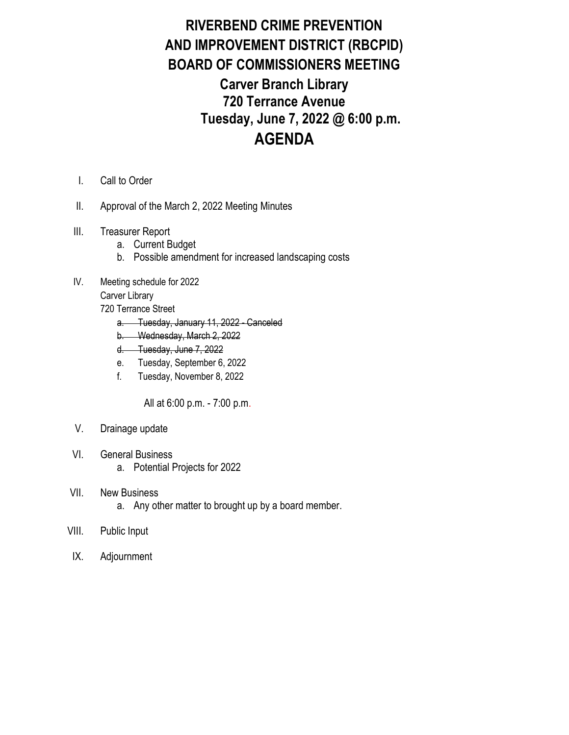# RIVERBEND CRIME PREVENTION AND IMPROVEMENT DISTRICT (RBCPID) BOARD OF COMMISSIONERS MEETING

## Carver Branch Library
## 720 Terrance Avenue
## Tuesday, June 7, 2022 @ 6:00 p.m.

# AGENDA

I. Call to Order

II. Approval of the March 2, 2022 Meeting Minutes

III. Treasurer Report
   a. Current Budget
   b. Possible amendment for increased landscaping costs

IV. Meeting schedule for 2022
   Carver Library
   720 Terrance Street
   a. ~~Tuesday, January 11, 2022 - Canceled~~
   b. ~~Wednesday, March 2, 2022~~
   d. ~~Tuesday, June 7, 2022~~
   e. Tuesday, September 6, 2022
   f. Tuesday, November 8, 2022

   All at 6:00 p.m. - 7:00 p.m.

V. Drainage update

VI. General Business
   a. Potential Projects for 2022

VII. New Business
   a. Any other matter to brought up by a board member.

VIII. Public Input

IX. Adjournment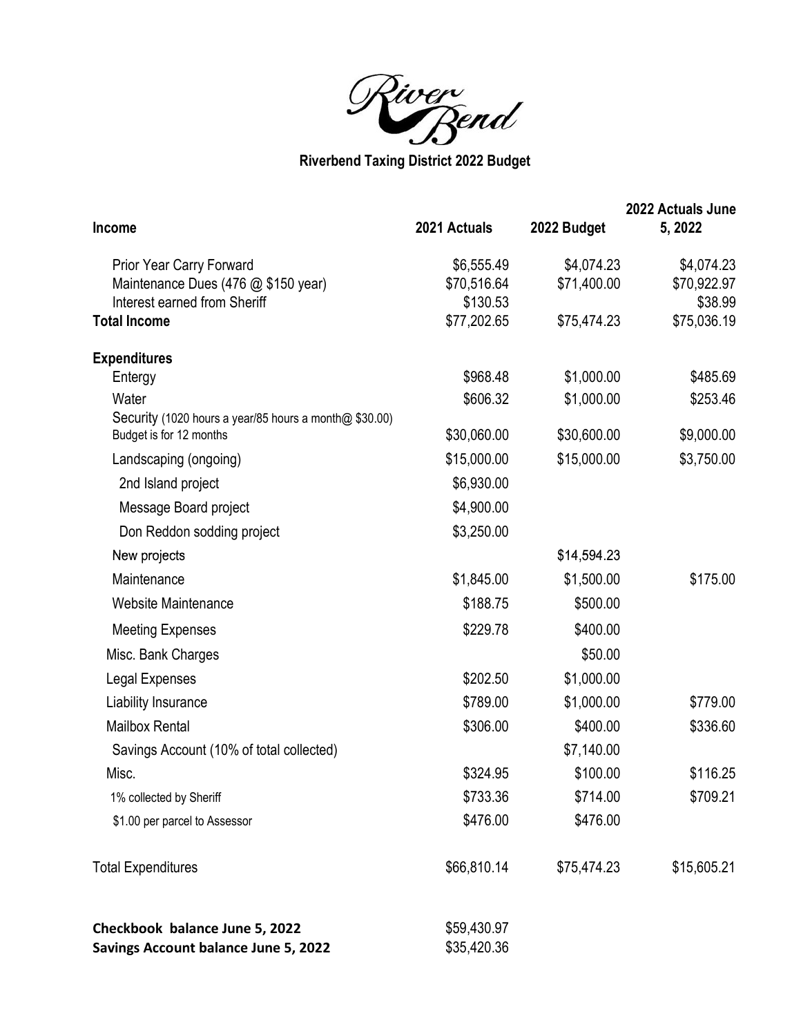River Bend

## Riverbend Taxing District 2022 Budget

| Income | 2021 Actuals | 2022 Budget | 2022 Actuals June 5, 2022 |
|---|---|---|---|
| Prior Year Carry Forward | $6,555.49 | $4,074.23 | $4,074.23 |
| Maintenance Dues (476 @ $150 year) | $70,516.64 | $71,400.00 | $70,922.97 |
| Interest earned from Sheriff | $130.53 | | $38.99 |
| **Total Income** | $77,202.65 | $75,474.23 | $75,036.19 |
| **Expenditures** | | | |
| Entergy | $968.48 | $1,000.00 | $485.69 |
| Water | $606.32 | $1,000.00 | $253.46 |
| Security (1020 hours a year/85 hours a month@ $30.00) Budget is for 12 months | $30,060.00 | $30,600.00 | $9,000.00 |
| Landscaping (ongoing) | $15,000.00 | $15,000.00 | $3,750.00 |
| 2nd Island project | $6,930.00 | | |
| Message Board project | $4,900.00 | | |
| Don Reddon sodding project | $3,250.00 | | |
| New projects | | $14,594.23 | |
| Maintenance | $1,845.00 | $1,500.00 | $175.00 |
| Website Maintenance | $188.75 | $500.00 | |
| Meeting Expenses | $229.78 | $400.00 | |
| Misc. Bank Charges | | $50.00 | |
| Legal Expenses | $202.50 | $1,000.00 | |
| Liability Insurance | $789.00 | $1,000.00 | $779.00 |
| Mailbox Rental | $306.00 | $400.00 | $336.60 |
| Savings Account (10% of total collected) | | $7,140.00 | |
| Misc. | $324.95 | $100.00 | $116.25 |
| 1% collected by Sheriff | $733.36 | $714.00 | $709.21 |
| $1.00 per parcel to Assessor | $476.00 | $476.00 | |
| Total Expenditures | $66,810.14 | $75,474.23 | $15,605.21 |

**Checkbook balance June 5, 2022** $59,430.97

**Savings Account balance June 5, 2022** $35,420.36